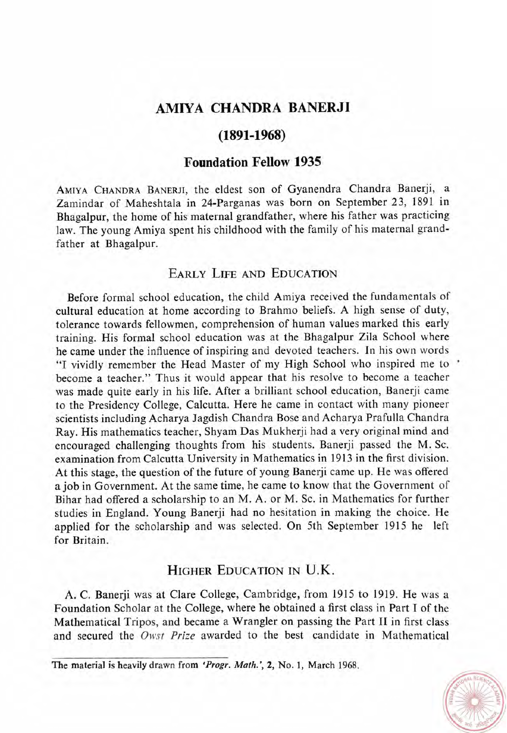# AMIYA CHANDRA BANERJI

## (1891-1968)

## Foundation Fellow 1935

AMIYA CHANDRA BANERJI, the eldest son of Gyanendra Chandra Banerji, a Zamindar of Maheshtala in 24-Parganas was born on September 23, 1891 in Bhagalpur, the home of his maternal grandfather, where his father was practicing law. The young Amiya spent his childhood with the family of his maternal grandfather at Bhagalpur.

### EARLY LIFE AND EDUCATION

Before formal school education, the child Amiya received the fundamentals of cultural education at home according to Brahmo beliefs. A high sense of duty, tolerance towards fellowmen, comprehension of human values marked this early training. His formal school education was at the Bhagalpur Zila School where he came under the influence of inspiring and devoted teachers. In his own words "I vividly remember the Head Master of my High School who inspired me to become a teacher." Thus it would appear that his resolve to become a teacher was made quite early in his life. After a brilliant school education, Banerji came to the Presidency College, Calcutta. Here he came in contact with many pioneer scientists including Acharya Jagdish Chandra Bose and Acharya Prafulla Chandra Ray. His mathematics teacher, Shyam Das Mukherji had a very original mind and encouraged challenging thoughts from his students. Banerji passed the M. Sc. examination from Calcutta University in Mathematics in 1913 in the first division. At this stage, the question of the future of young Banerji came up. He was offered a job in Government. At the same time, he came to know that the Government of Bihar had offered a scholarship to an M. A. or M. Sc. in Mathematics for further studies in England. Young Banerji had no hesitation in making the choice. He applied for the scholarship and was selected. On 5th September 1915 he left for Britain.

### HIGHER EDUCATION IN U.K.

A. C. Banerji was at Clare College, Cambridge, from 1915 to 1919. He was a Foundation Scholar at the College, where he obtained a first class in Part I of the Mathematical Tripos, and became a Wrangler on passing the Part II in first class and secured the *Owst Prize* awarded to the best candidate in Mathematical

The material is heavily drawn from *'Progr. Math.'*, **2**, No. 1, March 1968.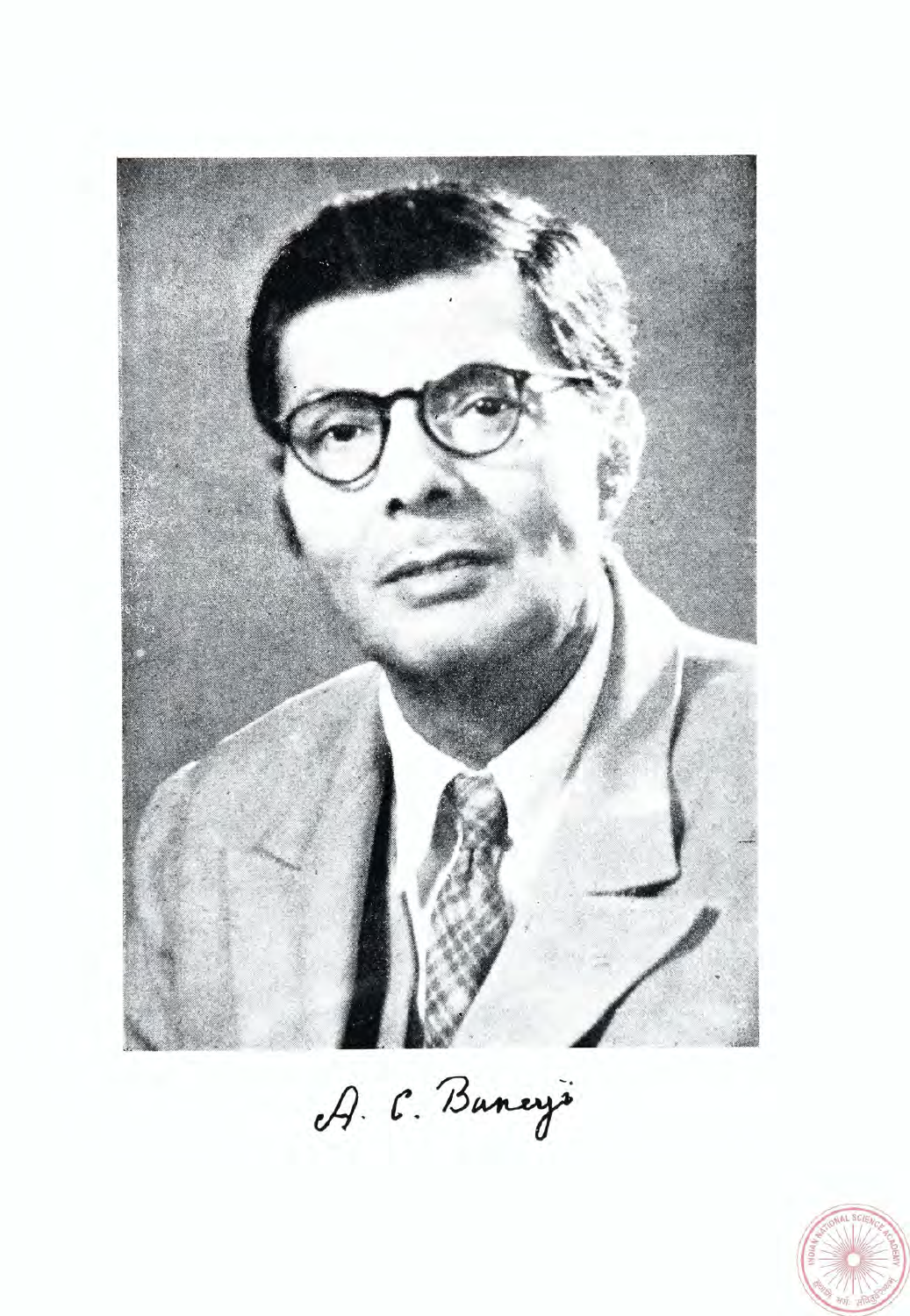A. C. Banerji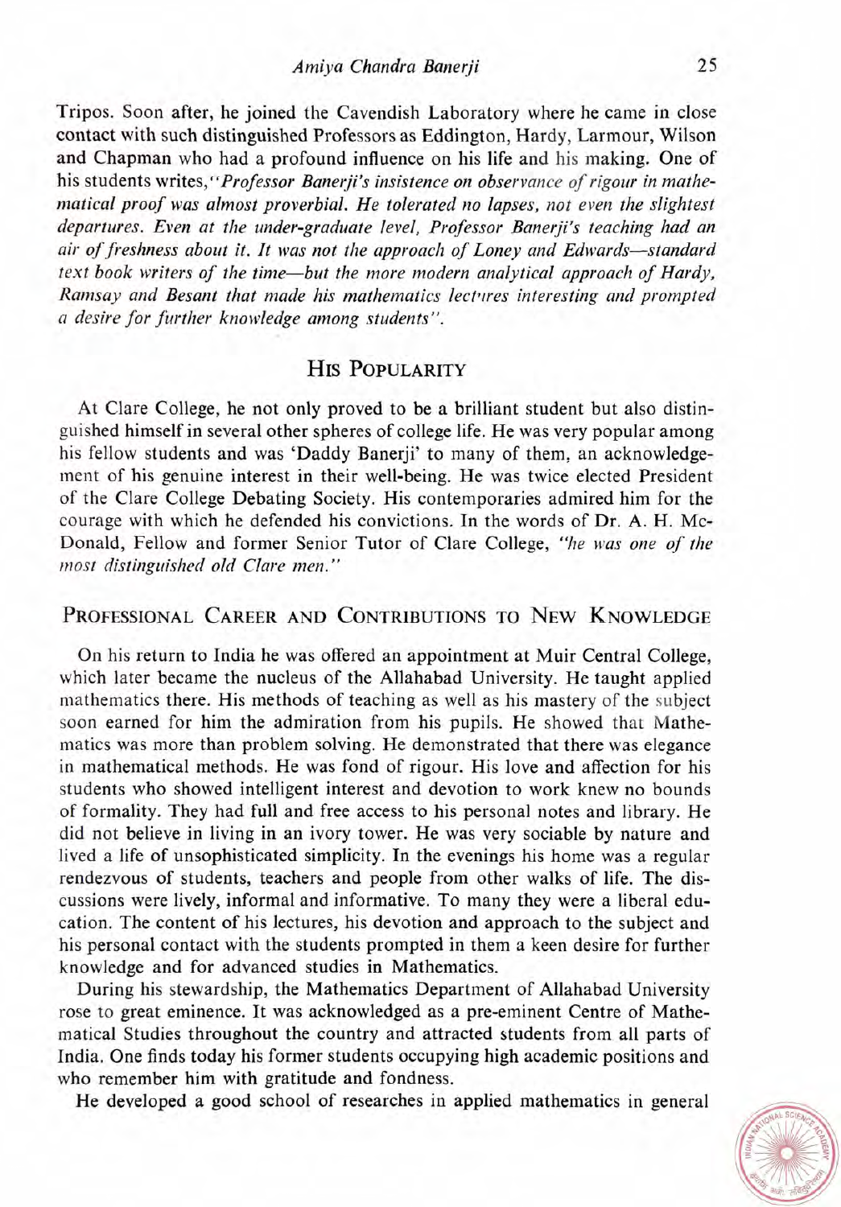Tripos. Soon after, he joined the Cavendish Laboratory where he came in close contact with such distinguished Professors as Eddington, Hardy, Larmour, Wilson and Chapman who had a profound influence on his life and his making. One of his students writes, "*Professor Banerji's insistence on observance of rigour in mathematical proof was almost proverbial. He tolerated no lapses, not even the slightest departures. Even at the under-graduate level, Professor Banerji's teaching had an air of freshness about it. It was not the approach of Loney and Edwards—standard text book writers of the time—but the more modern analytical approach of Hardy, Ramsay and Besant that made his mathematics lectures interesting and prompted a desire for further knowledge among students*".

## His Popularity

At Clare College, he not only proved to be a brilliant student but also distinguished himself in several other spheres of college life. He was very popular among his fellow students and was 'Daddy Banerji' to many of them, an acknowledgement of his genuine interest in their well-being. He was twice elected President of the Clare College Debating Society. His contemporaries admired him for the courage with which he defended his convictions. In the words of Dr. A. H. McDonald, Fellow and former Senior Tutor of Clare College, "*he was one of the most distinguished old Clare men.*"

## Professional Career and Contributions to New Knowledge

On his return to India he was offered an appointment at Muir Central College, which later became the nucleus of the Allahabad University. He taught applied mathematics there. His methods of teaching as well as his mastery of the subject soon earned for him the admiration from his pupils. He showed that Mathematics was more than problem solving. He demonstrated that there was elegance in mathematical methods. He was fond of rigour. His love and affection for his students who showed intelligent interest and devotion to work knew no bounds of formality. They had full and free access to his personal notes and library. He did not believe in living in an ivory tower. He was very sociable by nature and lived a life of unsophisticated simplicity. In the evenings his home was a regular rendezvous of students, teachers and people from other walks of life. The discussions were lively, informal and informative. To many they were a liberal education. The content of his lectures, his devotion and approach to the subject and his personal contact with the students prompted in them a keen desire for further knowledge and for advanced studies in Mathematics.

During his stewardship, the Mathematics Department of Allahabad University rose to great eminence. It was acknowledged as a pre-eminent Centre of Mathematical Studies throughout the country and attracted students from all parts of India. One finds today his former students occupying high academic positions and who remember him with gratitude and fondness.

He developed a good school of researches in applied mathematics in general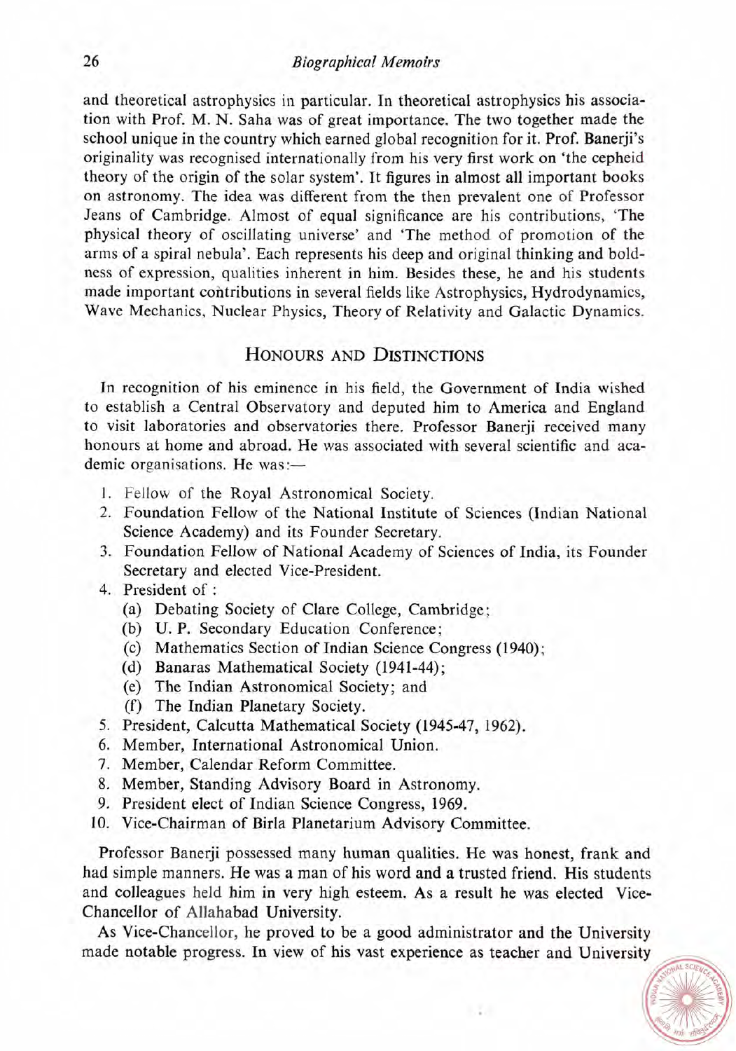and theoretical astrophysics in particular. In theoretical astrophysics his association with Prof. M. N. Saha was of great importance. The two together made the school unique in the country which earned global recognition for it. Prof. Banerji's originality was recognised internationally from his very first work on 'the cepheid theory of the origin of the solar system'. It figures in almost all important books on astronomy. The idea was different from the then prevalent one of Professor Jeans of Cambridge. Almost of equal significance are his contributions, 'The physical theory of oscillating universe' and 'The method of promotion of the arms of a spiral nebula'. Each represents his deep and original thinking and boldness of expression, qualities inherent in him. Besides these, he and his students made important contributions in several fields like Astrophysics, Hydrodynamics, Wave Mechanics, Nuclear Physics, Theory of Relativity and Galactic Dynamics.

## HONOURS AND DISTINCTIONS

In recognition of his eminence in his field, the Government of India wished to establish a Central Observatory and deputed him to America and England to visit laboratories and observatories there. Professor Banerji received many honours at home and abroad. He was associated with several scientific and academic organisations. He was:—

1. Fellow of the Royal Astronomical Society.
2. Foundation Fellow of the National Institute of Sciences (Indian National Science Academy) and its Founder Secretary.
3. Foundation Fellow of National Academy of Sciences of India, its Founder Secretary and elected Vice-President.
4. President of :
   - (a) Debating Society of Clare College, Cambridge;
   - (b) U. P. Secondary Education Conference;
   - (c) Mathematics Section of Indian Science Congress (1940);
   - (d) Banaras Mathematical Society (1941-44);
   - (e) The Indian Astronomical Society; and
   - (f) The Indian Planetary Society.
5. President, Calcutta Mathematical Society (1945-47, 1962).
6. Member, International Astronomical Union.
7. Member, Calendar Reform Committee.
8. Member, Standing Advisory Board in Astronomy.
9. President elect of Indian Science Congress, 1969.
10. Vice-Chairman of Birla Planetarium Advisory Committee.

Professor Banerji possessed many human qualities. He was honest, frank and had simple manners. He was a man of his word and a trusted friend. His students and colleagues held him in very high esteem. As a result he was elected Vice-Chancellor of Allahabad University.

As Vice-Chancellor, he proved to be a good administrator and the University made notable progress. In view of his vast experience as teacher and University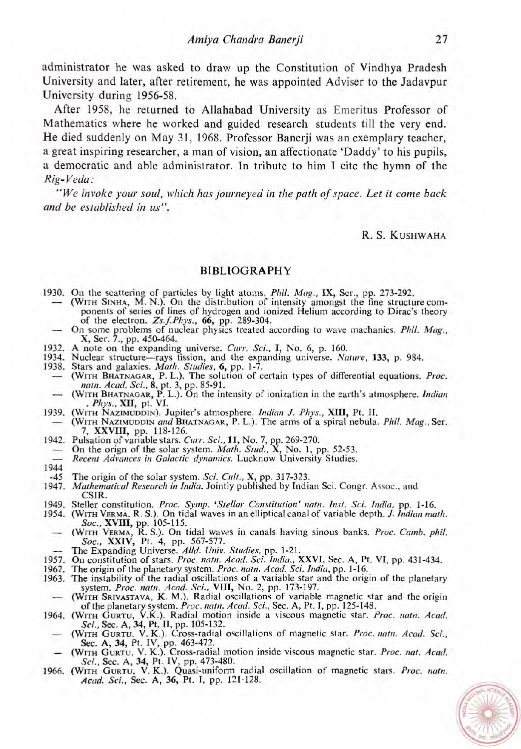administrator he was asked to draw up the Constitution of Vindhya Pradesh University and later, after retirement, he was appointed Adviser to the Jadavpur University during 1956-58.

After 1958, he returned to Allahabad University as Emeritus Professor of Mathematics where he worked and guided research students till the very end. He died suddenly on May 31, 1968. Professor Banerji was an exemplary teacher, a great inspiring researcher, a man of vision, an affectionate 'Daddy' to his pupils, a democratic and able administrator. In tribute to him I cite the hymn of the *Rig-Veda*:

*"We invoke your soul, which has journeyed in the path of space. Let it come back and be established in us".*

R. S. KUSHWAHA

## BIBLIOGRAPHY

1930. On the scattering of particles by light atoms. *Phil. Mag.*, **IX**, Ser., pp. 273-292.
 — (WITH SINHA, M. N.). On the distribution of intensity amongst the fine structure components of series of lines of hydrogen and ionized Helium according to Dirac's theory of the electron. *Zs.f.Phys.*, **66**, pp. 289-304.
 — On some problems of nuclear physics treated according to wave machanics. *Phil. Mag.*, **X**, Ser. 7., pp. 450-464.

1932. A note on the expanding universe. *Curr. Sci.*, **I**, No. 6, p. 160.

1934. Nuclear structure—rays fission, and the expanding universe. *Nature*, **133**, p. 984.

1938. Stars and galaxies. *Math. Studies*, **6**, pp. 1-7.
 — (WITH BHATNAGAR, P. L.). The solution of certain types of differential equations. *Proc. natn. Acad. Sci.*, **8**, pt. 3, pp. 85-91.
 — (WITH BHATNAGAR, P. L.). On the intensity of ionization in the earth's atmosphere. *Indian Phys.*, **XII**, pt. VI.

1939. (WITH NAZIMUDDIN). Jupiter's atmosphere. *Indian J. Phys.*, **XIII**, Pt. II.
 — (WITH NAZIMUDDIN *and* BHATNAGAR, P. L.). The arms of a spiral nebula. *Phil. Mag.*, Ser. 7, **XXVIII**, pp. 118-126.

1942. Pulsation of variable stars. *Curr. Sci.*, **11**, No. 7, pp. 269-270.
 — On the origin of the solar system. *Math. Stud.*, **X**, No. 1, pp. 52-53.
 — *Recent Advances in Galactic dynamics.* Lucknow University Studies.

1944-45 The origin of the solar system. *Sci. Cult.*, **X**, pp. 317-323.

1947. *Mathematical Research in India.* Jointly published by Indian Sci. Congr. Assoc., and CSIR.

1949. Steller constitution. *Proc. Symp. 'Stellar Constitution' natn. Inst. Sci. India*, pp. 1-16.

1954. (WITH VERMA, R. S.). On tidal waves in an elliptical canal of variable depth. *J. Indian math. Soc.*, **XVIII**, pp. 105-115.
 — (WITH VERMA, R. S.). On tidal waves in canals having sinous banks. *Proc. Camb. phil. Soc.*, **XXIV**, Pt. 4, pp. 567-577.
 — The Expanding Universe. *Alld. Univ. Studies*, pp. 1-21.

1957. On constitution of stars. *Proc. natn. Acad. Sci. India.*, **XXVI**, Sec. A, Pt. VI, pp. 431-434.

1962. The origin of the planetary system. *Proc. natn. Acad. Sci. India*, pp. 1-16.

1963. The instability of the radial oscillations of a variable star and the origin of the planetary system. *Proc. natn. Acad. Sci.*, **VIII**, No. 2, pp. 173-197.
 — (WITH SRIVASTAVA, K. M.). Radial oscillations of variable magnetic star and the origin of the planetary system. *Proc. natn. Acad. Sci.*, Sec. A, Pt. I, pp. 125-148.

1964. (WITH GURTU, V.K.). Radial motion inside a viscous magnetic star. *Proc. natn. Acad. Sci.*, Sec. A, **34**, Pt. II, pp. 105-132.
 — (WITH GURTU. V. K.). Cross-radial oscillations of magnetic star. *Proc. natn. Acad. Sci.*, Sec. A, **34**, Pt. IV, pp. 463-472.
 — (WITH GURTU, V. K.). Cross-radial motion inside viscous magnetic star. *Proc. nat. Acad. Sci.*, Sec. A, **34**, Pt. IV, pp. 473-480.

1966. (WITH GURTU, V. K.). Quasi-uniform radial oscillation of magnetic stars. *Proc. natn. Acad. Sci.*, Sec. A, **36**, Pt. I, pp. 121-128.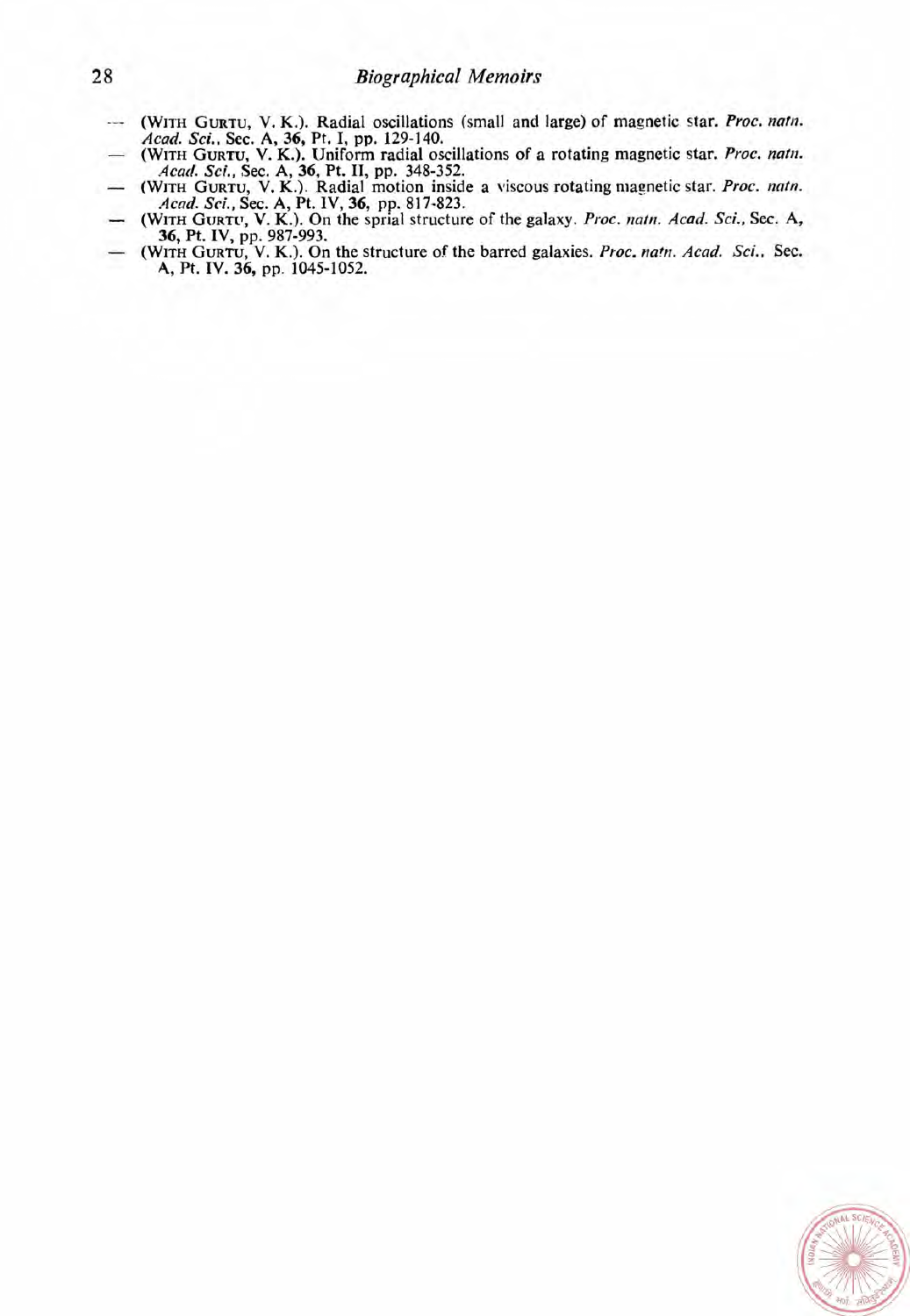- (WITH GURTU, V. K.). Radial oscillations (small and large) of magnetic star. *Proc. natn. Acad. Sci.*, Sec. A, **36**, Pt. I, pp. 129-140.
- (WITH GURTU, V. K.). Uniform radial oscillations of a rotating magnetic star. *Proc. natn. Acad. Sci.*, Sec. A, **36**, Pt. II, pp. 348-352.
- (WITH GURTU, V. K.). Radial motion inside a viscous rotating magnetic star. *Proc. natn. Acad. Sci.*, Sec. A, Pt. IV, **36**, pp. 817-823.
- (WITH GURTU, V. K.). On the sprial structure of the galaxy. *Proc. natn. Acad. Sci.*, Sec. A, **36**, Pt. IV, pp. 987-993.
- (WITH GURTU, V. K.). On the structure of the barred galaxies. *Proc. natn. Acad. Sci.*, Sec. A, Pt. IV. **36**, pp. 1045-1052.